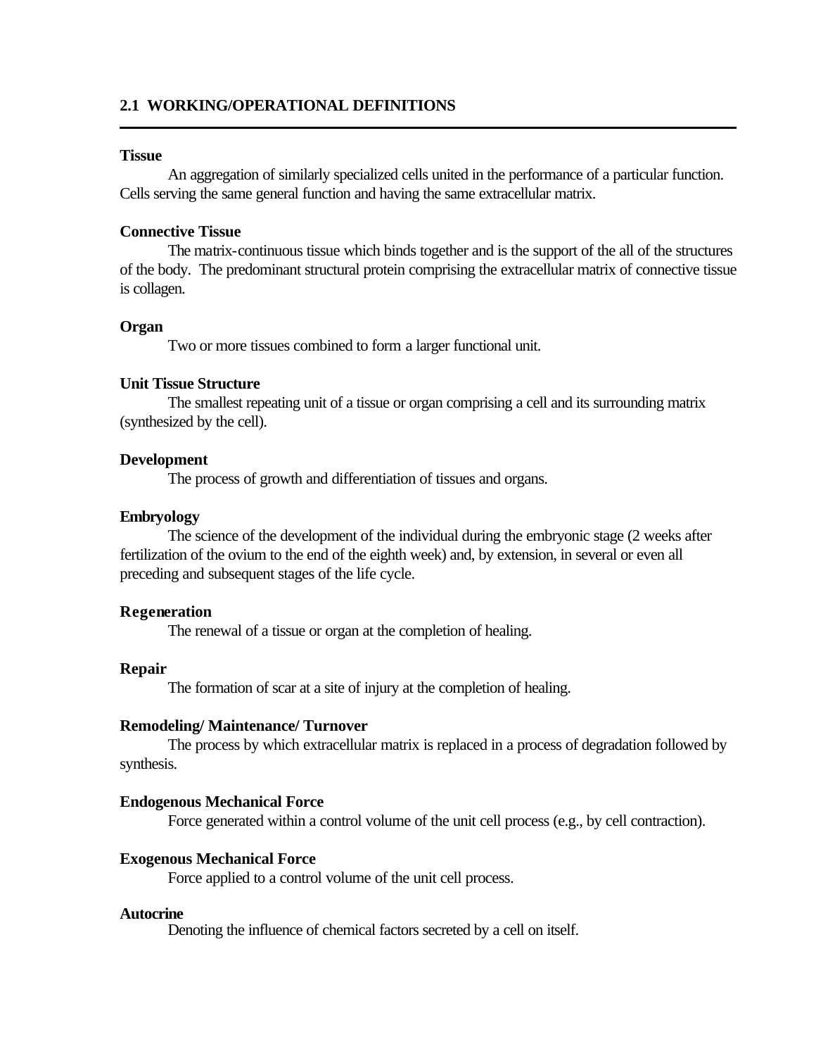## 2.1 WORKING/OPERATIONAL DEFINITIONS

---

**Tissue**

An aggregation of similarly specialized cells united in the performance of a particular function. Cells serving the same general function and having the same extracellular matrix.

**Connective Tissue**

The matrix-continuous tissue which binds together and is the support of the all of the structures of the body. The predominant structural protein comprising the extracellular matrix of connective tissue is collagen.

**Organ**

Two or more tissues combined to form a larger functional unit.

**Unit Tissue Structure**

The smallest repeating unit of a tissue or organ comprising a cell and its surrounding matrix (synthesized by the cell).

**Development**

The process of growth and differentiation of tissues and organs.

**Embryology**

The science of the development of the individual during the embryonic stage (2 weeks after fertilization of the ovium to the end of the eighth week) and, by extension, in several or even all preceding and subsequent stages of the life cycle.

**Regeneration**

The renewal of a tissue or organ at the completion of healing.

**Repair**

The formation of scar at a site of injury at the completion of healing.

**Remodeling/ Maintenance/ Turnover**

The process by which extracellular matrix is replaced in a process of degradation followed by synthesis.

**Endogenous Mechanical Force**

Force generated within a control volume of the unit cell process (e.g., by cell contraction).

**Exogenous Mechanical Force**

Force applied to a control volume of the unit cell process.

**Autocrine**

Denoting the influence of chemical factors secreted by a cell on itself.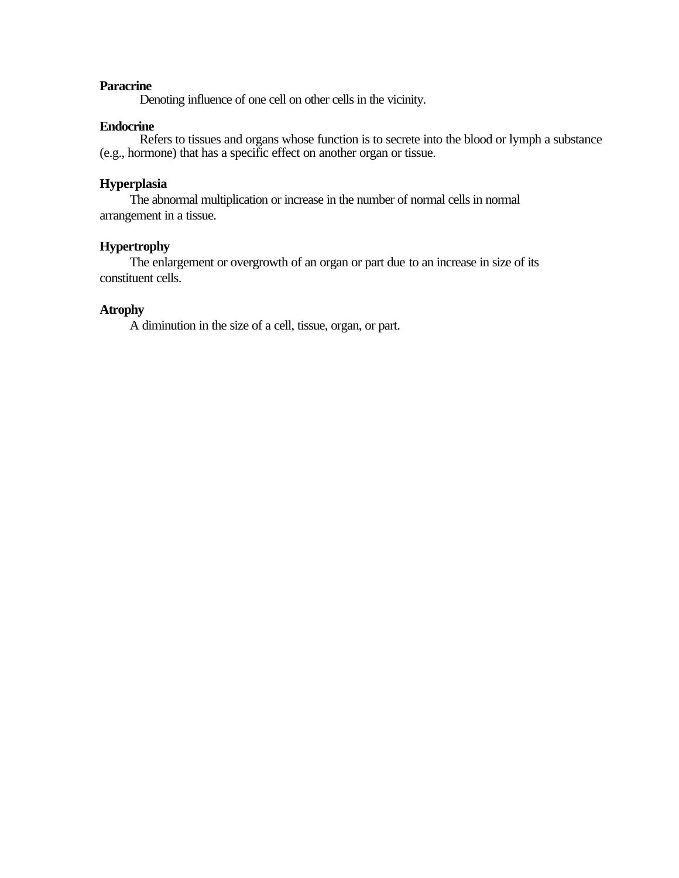**Paracrine**

Denoting influence of one cell on other cells in the vicinity.

**Endocrine**

Refers to tissues and organs whose function is to secrete into the blood or lymph a substance (e.g., hormone) that has a specific effect on another organ or tissue.

**Hyperplasia**

The abnormal multiplication or increase in the number of normal cells in normal arrangement in a tissue.

**Hypertrophy**

The enlargement or overgrowth of an organ or part due to an increase in size of its constituent cells.

**Atrophy**

A diminution in the size of a cell, tissue, organ, or part.